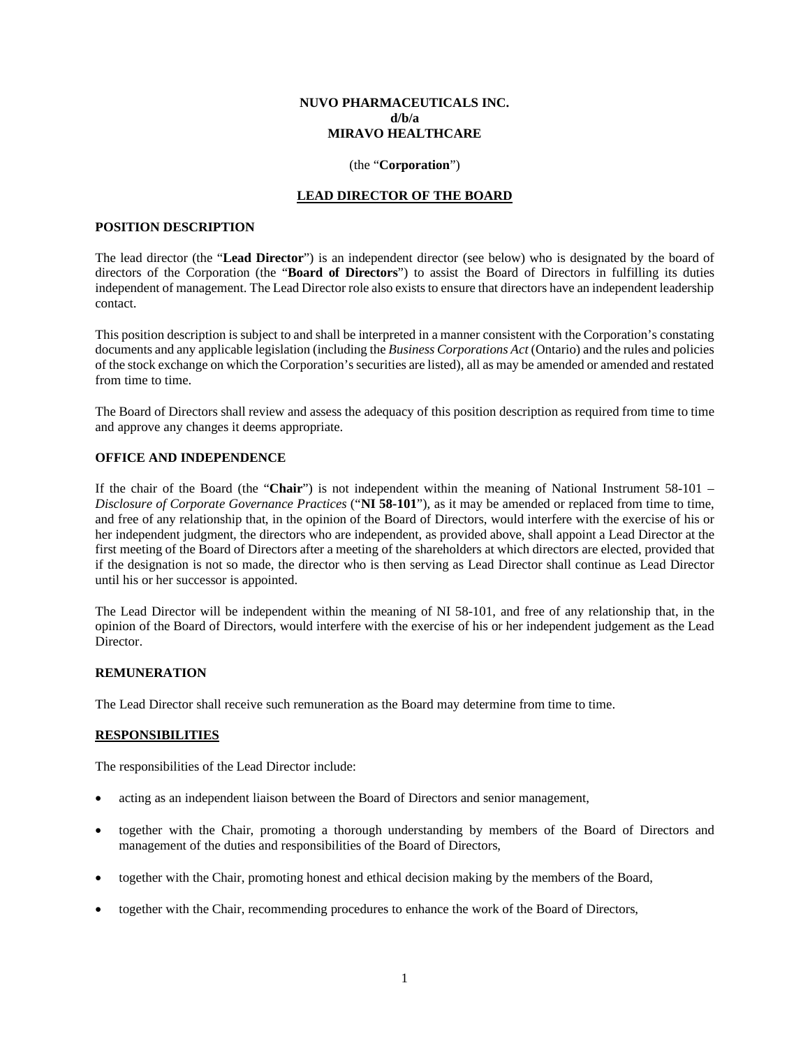**NUVO PHARMACEUTICALS INC.**
**d/b/a**
**MIRAVO HEALTHCARE**

(the "**Corporation**")

# LEAD DIRECTOR OF THE BOARD

## POSITION DESCRIPTION

The lead director (the "**Lead Director**") is an independent director (see below) who is designated by the board of directors of the Corporation (the "**Board of Directors**") to assist the Board of Directors in fulfilling its duties independent of management. The Lead Director role also exists to ensure that directors have an independent leadership contact.

This position description is subject to and shall be interpreted in a manner consistent with the Corporation's constating documents and any applicable legislation (including the *Business Corporations Act* (Ontario) and the rules and policies of the stock exchange on which the Corporation's securities are listed), all as may be amended or amended and restated from time to time.

The Board of Directors shall review and assess the adequacy of this position description as required from time to time and approve any changes it deems appropriate.

## OFFICE AND INDEPENDENCE

If the chair of the Board (the "**Chair**") is not independent within the meaning of National Instrument 58-101 – *Disclosure of Corporate Governance Practices* ("**NI 58-101**"), as it may be amended or replaced from time to time, and free of any relationship that, in the opinion of the Board of Directors, would interfere with the exercise of his or her independent judgment, the directors who are independent, as provided above, shall appoint a Lead Director at the first meeting of the Board of Directors after a meeting of the shareholders at which directors are elected, provided that if the designation is not so made, the director who is then serving as Lead Director shall continue as Lead Director until his or her successor is appointed.

The Lead Director will be independent within the meaning of NI 58-101, and free of any relationship that, in the opinion of the Board of Directors, would interfere with the exercise of his or her independent judgement as the Lead Director.

## REMUNERATION

The Lead Director shall receive such remuneration as the Board may determine from time to time.

## RESPONSIBILITIES

The responsibilities of the Lead Director include:

- acting as an independent liaison between the Board of Directors and senior management,
- together with the Chair, promoting a thorough understanding by members of the Board of Directors and management of the duties and responsibilities of the Board of Directors,
- together with the Chair, promoting honest and ethical decision making by the members of the Board,
- together with the Chair, recommending procedures to enhance the work of the Board of Directors,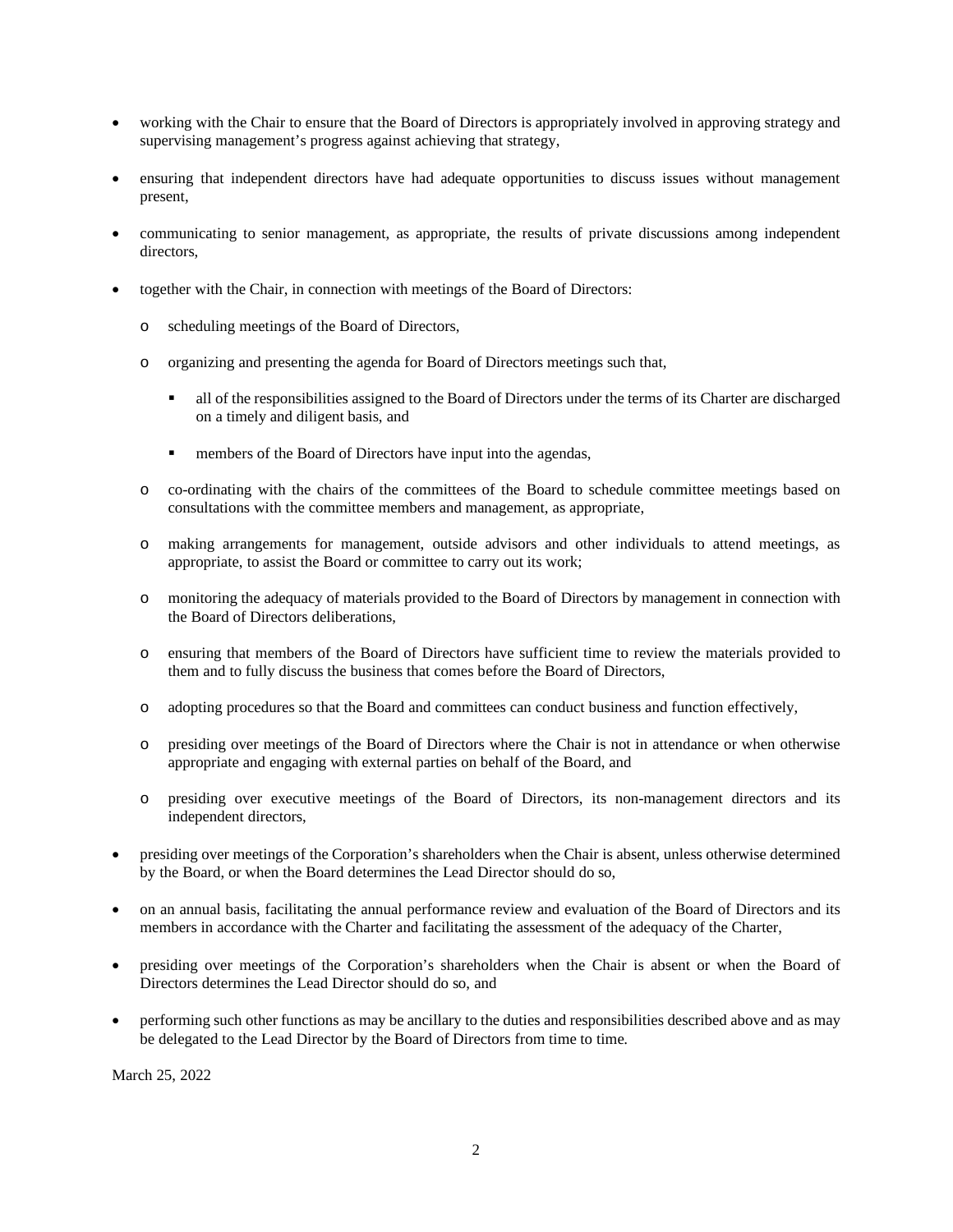- working with the Chair to ensure that the Board of Directors is appropriately involved in approving strategy and supervising management's progress against achieving that strategy,

- ensuring that independent directors have had adequate opportunities to discuss issues without management present,

- communicating to senior management, as appropriate, the results of private discussions among independent directors,

- together with the Chair, in connection with meetings of the Board of Directors:

  - scheduling meetings of the Board of Directors,

  - organizing and presenting the agenda for Board of Directors meetings such that,

    - all of the responsibilities assigned to the Board of Directors under the terms of its Charter are discharged on a timely and diligent basis, and

    - members of the Board of Directors have input into the agendas,

  - co-ordinating with the chairs of the committees of the Board to schedule committee meetings based on consultations with the committee members and management, as appropriate,

  - making arrangements for management, outside advisors and other individuals to attend meetings, as appropriate, to assist the Board or committee to carry out its work;

  - monitoring the adequacy of materials provided to the Board of Directors by management in connection with the Board of Directors deliberations,

  - ensuring that members of the Board of Directors have sufficient time to review the materials provided to them and to fully discuss the business that comes before the Board of Directors,

  - adopting procedures so that the Board and committees can conduct business and function effectively,

  - presiding over meetings of the Board of Directors where the Chair is not in attendance or when otherwise appropriate and engaging with external parties on behalf of the Board, and

  - presiding over executive meetings of the Board of Directors, its non-management directors and its independent directors,

- presiding over meetings of the Corporation's shareholders when the Chair is absent, unless otherwise determined by the Board, or when the Board determines the Lead Director should do so,

- on an annual basis, facilitating the annual performance review and evaluation of the Board of Directors and its members in accordance with the Charter and facilitating the assessment of the adequacy of the Charter,

- presiding over meetings of the Corporation's shareholders when the Chair is absent or when the Board of Directors determines the Lead Director should do so, and

- performing such other functions as may be ancillary to the duties and responsibilities described above and as may be delegated to the Lead Director by the Board of Directors from time to time.

March 25, 2022